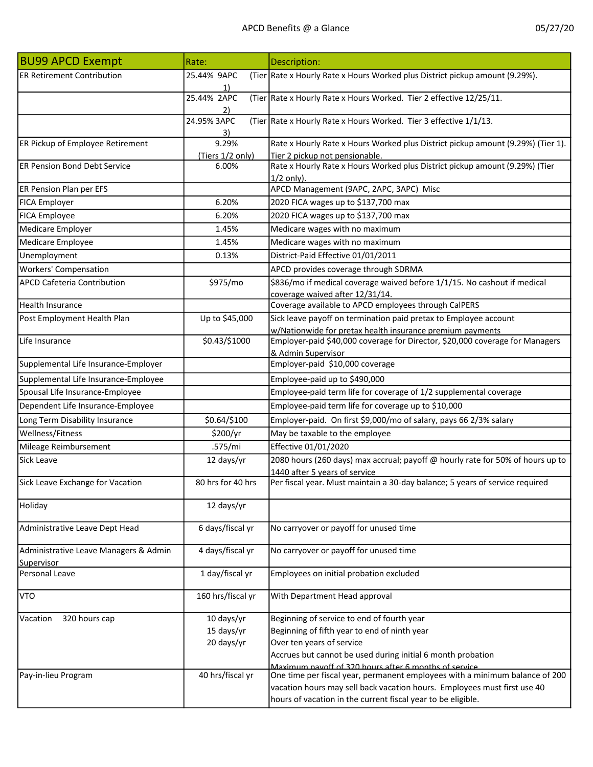APCD Benefits @ a Glance

05/27/20

| BU99 APCD Exempt | Rate: | Description: |
|---|---|---|
| ER Retirement Contribution | 25.44% 9APC (Tier 1) | Rate x Hourly Rate x Hours Worked plus District pickup amount (9.29%). |
| | 25.44% 2APC (Tier 2) | Rate x Hourly Rate x Hours Worked. Tier 2 effective 12/25/11. |
| | 24.95% 3APC (Tier 3) | Rate x Hourly Rate x Hours Worked. Tier 3 effective 1/1/13. |
| ER Pickup of Employee Retirement | 9.29% (Tiers 1/2 only) | Rate x Hourly Rate x Hours Worked plus District pickup amount (9.29%) (Tier 1). Tier 2 pickup not pensionable. |
| ER Pension Bond Debt Service | 6.00% | Rate x Hourly Rate x Hours Worked plus District pickup amount (9.29%) (Tier 1/2 only). |
| ER Pension Plan per EFS | | APCD Management (9APC, 2APC, 3APC) Misc |
| FICA Employer | 6.20% | 2020 FICA wages up to $137,700 max |
| FICA Employee | 6.20% | 2020 FICA wages up to $137,700 max |
| Medicare Employer | 1.45% | Medicare wages with no maximum |
| Medicare Employee | 1.45% | Medicare wages with no maximum |
| Unemployment | 0.13% | District-Paid Effective 01/01/2011 |
| Workers' Compensation | | APCD provides coverage through SDRMA |
| APCD Cafeteria Contribution | $975/mo | $836/mo if medical coverage waived before 1/1/15. No cashout if medical coverage waived after 12/31/14. |
| Health Insurance | | Coverage available to APCD employees through CalPERS |
| Post Employment Health Plan | Up to $45,000 | Sick leave payoff on termination paid pretax to Employee account w/Nationwide for pretax health insurance premium payments |
| Life Insurance | $0.43/$1000 | Employer-paid $40,000 coverage for Director, $20,000 coverage for Managers & Admin Supervisor |
| Supplemental Life Insurance-Employer | | Employer-paid $10,000 coverage |
| Supplemental Life Insurance-Employee | | Employee-paid up to $490,000 |
| Spousal Life Insurance-Employee | | Employee-paid term life for coverage of 1/2 supplemental coverage |
| Dependent Life Insurance-Employee | | Employee-paid term life for coverage up to $10,000 |
| Long Term Disability Insurance | $0.64/$100 | Employer-paid. On first $9,000/mo of salary, pays 66 2/3% salary |
| Wellness/Fitness | $200/yr | May be taxable to the employee |
| Mileage Reimbursement | .575/mi | Effective 01/01/2020 |
| Sick Leave | 12 days/yr | 2080 hours (260 days) max accrual; payoff @ hourly rate for 50% of hours up to 1440 after 5 years of service |
| Sick Leave Exchange for Vacation | 80 hrs for 40 hrs | Per fiscal year. Must maintain a 30-day balance; 5 years of service required |
| Holiday | 12 days/yr | |
| Administrative Leave Dept Head | 6 days/fiscal yr | No carryover or payoff for unused time |
| Administrative Leave Managers & Admin Supervisor | 4 days/fiscal yr | No carryover or payoff for unused time |
| Personal Leave | 1 day/fiscal yr | Employees on initial probation excluded |
| VTO | 160 hrs/fiscal yr | With Department Head approval |
| Vacation 320 hours cap | 10 days/yr<br>15 days/yr<br>20 days/yr | Beginning of service to end of fourth year<br>Beginning of fifth year to end of ninth year<br>Over ten years of service<br>Accrues but cannot be used during initial 6 month probation<br>Maximum payoff of 320 hours after 6 months of service |
| Pay-in-lieu Program | 40 hrs/fiscal yr | One time per fiscal year, permanent employees with a minimum balance of 200 vacation hours may sell back vacation hours. Employees must first use 40 hours of vacation in the current fiscal year to be eligible. |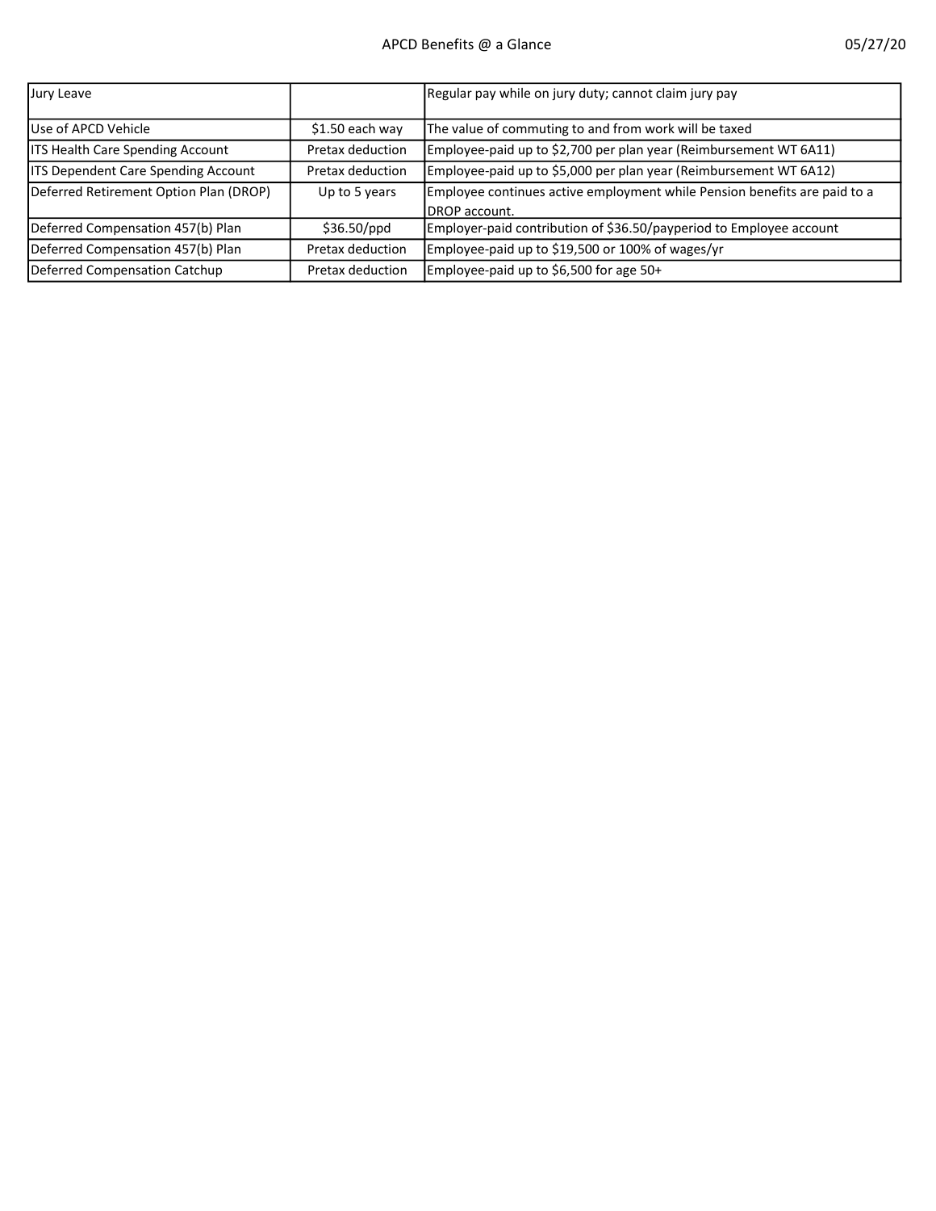| | | |
|---|---|---|
| Jury Leave | | Regular pay while on jury duty; cannot claim jury pay |
| Use of APCD Vehicle | $1.50 each way | The value of commuting to and from work will be taxed |
| ITS Health Care Spending Account | Pretax deduction | Employee-paid up to $2,700 per plan year (Reimbursement WT 6A11) |
| ITS Dependent Care Spending Account | Pretax deduction | Employee-paid up to $5,000 per plan year (Reimbursement WT 6A12) |
| Deferred Retirement Option Plan (DROP) | Up to 5 years | Employee continues active employment while Pension benefits are paid to a DROP account. |
| Deferred Compensation 457(b) Plan | $36.50/ppd | Employer-paid contribution of $36.50/payperiod to Employee account |
| Deferred Compensation 457(b) Plan | Pretax deduction | Employee-paid up to $19,500 or 100% of wages/yr |
| Deferred Compensation Catchup | Pretax deduction | Employee-paid up to $6,500 for age 50+ |